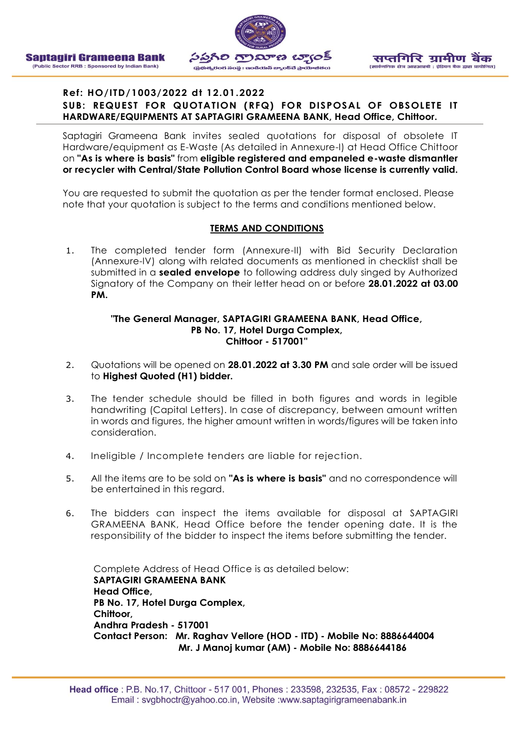**Saptagiri Grameena Bank**
(Public Sector RRB : Sponsored by Indian Bank)

సప్తగిరి గ్రామీణ బ్యాంక్
(ప్రభుత్వరంగ సంస్థ : ఇండియన్ బ్యాంక్‌చే ప్రాయోజితం)

सप्तगिरि ग्रामीण बैंक
(सार्वजनिक क्षेत्र आरआरबी : इंडियन बैंक द्वारा प्रायोजित)

**Ref: HO/ITD/1003/2022 dt 12.01.2022**

**SUB: REQUEST FOR QUOTATION (RFQ) FOR DISPOSAL OF OBSOLETE IT HARDWARE/EQUIPMENTS AT SAPTAGIRI GRAMEENA BANK, Head Office, Chittoor.**

Saptagiri Grameena Bank invites sealed quotations for disposal of obsolete IT Hardware/equipment as E-Waste (As detailed in Annexure-I) at Head Office Chittoor on **"As is where is basis"** from **eligible registered and empaneled e-waste dismantler or recycler with Central/State Pollution Control Board whose license is currently valid.**

You are requested to submit the quotation as per the tender format enclosed. Please note that your quotation is subject to the terms and conditions mentioned below.

## TERMS AND CONDITIONS

1. The completed tender form (Annexure-II) with Bid Security Declaration (Annexure-IV) along with related documents as mentioned in checklist shall be submitted in a **sealed envelope** to following address duly singed by Authorized Signatory of the Company on their letter head on or before **28.01.2022 at 03.00 PM.**

   **"The General Manager, SAPTAGIRI GRAMEENA BANK, Head Office,
   PB No. 17, Hotel Durga Complex,
   Chittoor - 517001"**

2. Quotations will be opened on **28.01.2022 at 3.30 PM** and sale order will be issued to **Highest Quoted (H1) bidder.**

3. The tender schedule should be filled in both figures and words in legible handwriting (Capital Letters). In case of discrepancy, between amount written in words and figures, the higher amount written in words/figures will be taken into consideration.

4. Ineligible / Incomplete tenders are liable for rejection.

5. All the items are to be sold on **"As is where is basis"** and no correspondence will be entertained in this regard.

6. The bidders can inspect the items available for disposal at SAPTAGIRI GRAMEENA BANK, Head Office before the tender opening date. It is the responsibility of the bidder to inspect the items before submitting the tender.

   Complete Address of Head Office is as detailed below:
   **SAPTAGIRI GRAMEENA BANK**
   **Head Office,**
   **PB No. 17, Hotel Durga Complex,**
   **Chittoor,**
   **Andhra Pradesh - 517001**
   **Contact Person: Mr. Raghav Vellore (HOD - ITD) - Mobile No: 8886644004**
   **Mr. J Manoj kumar (AM) - Mobile No: 8886644186**

**Head office** : P.B. No.17, Chittoor - 517 001, Phones : 233598, 232535, Fax : 08572 - 229822
Email : svgbhoctr@yahoo.co.in, Website :www.saptagirigrameenabank.in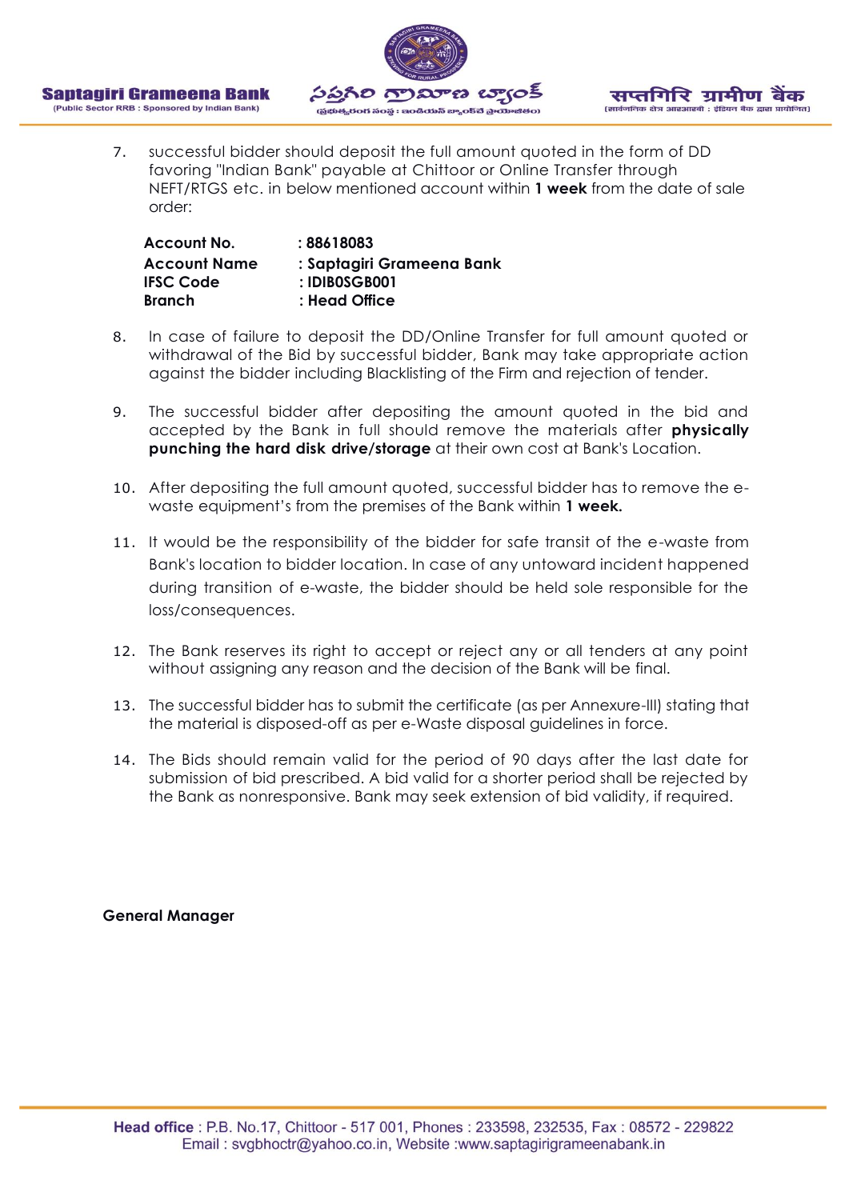7. successful bidder should deposit the full amount quoted in the form of DD favoring "Indian Bank" payable at Chittoor or Online Transfer through NEFT/RTGS etc. in below mentioned account within **1 week** from the date of sale order:

| | |
|---|---|
| **Account No.** | **: 88618083** |
| **Account Name** | **: Saptagiri Grameena Bank** |
| **IFSC Code** | **: IDIB0SGB001** |
| **Branch** | **: Head Office** |

8. In case of failure to deposit the DD/Online Transfer for full amount quoted or withdrawal of the Bid by successful bidder, Bank may take appropriate action against the bidder including Blacklisting of the Firm and rejection of tender.

9. The successful bidder after depositing the amount quoted in the bid and accepted by the Bank in full should remove the materials after **physically punching the hard disk drive/storage** at their own cost at Bank's Location.

10. After depositing the full amount quoted, successful bidder has to remove the e-waste equipment's from the premises of the Bank within **1 week.**

11. It would be the responsibility of the bidder for safe transit of the e-waste from Bank's location to bidder location. In case of any untoward incident happened during transition of e-waste, the bidder should be held sole responsible for the loss/consequences.

12. The Bank reserves its right to accept or reject any or all tenders at any point without assigning any reason and the decision of the Bank will be final.

13. The successful bidder has to submit the certificate (as per Annexure-III) stating that the material is disposed-off as per e-Waste disposal guidelines in force.

14. The Bids should remain valid for the period of 90 days after the last date for submission of bid prescribed. A bid valid for a shorter period shall be rejected by the Bank as nonresponsive. Bank may seek extension of bid validity, if required.

**General Manager**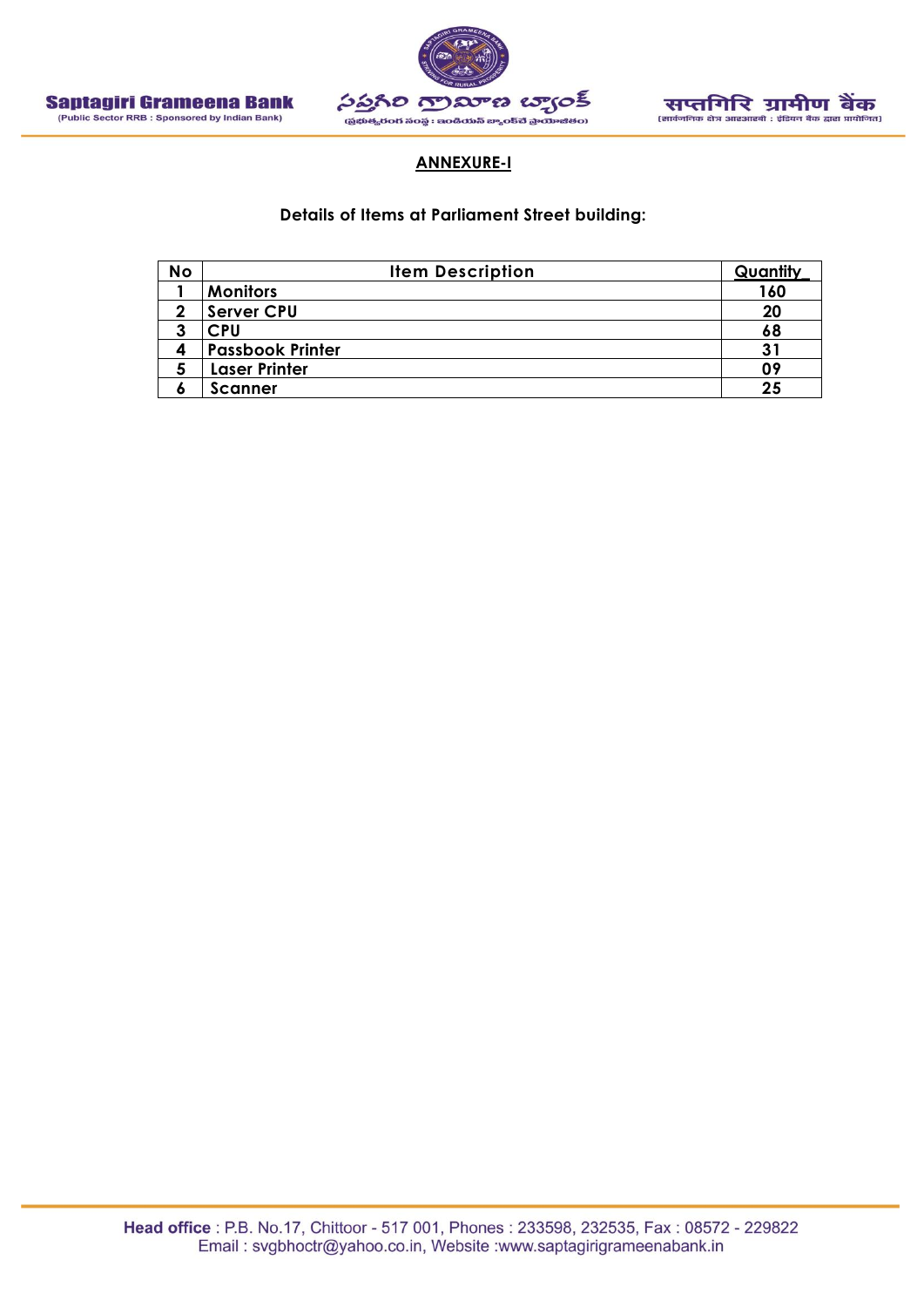## ANNEXURE-I

**Details of Items at Parliament Street building:**

| No | Item Description | Quantity |
|---|---|---|
| 1 | Monitors | 160 |
| 2 | Server CPU | 20 |
| 3 | CPU | 68 |
| 4 | Passbook Printer | 31 |
| 5 | Laser Printer | 09 |
| 6 | Scanner | 25 |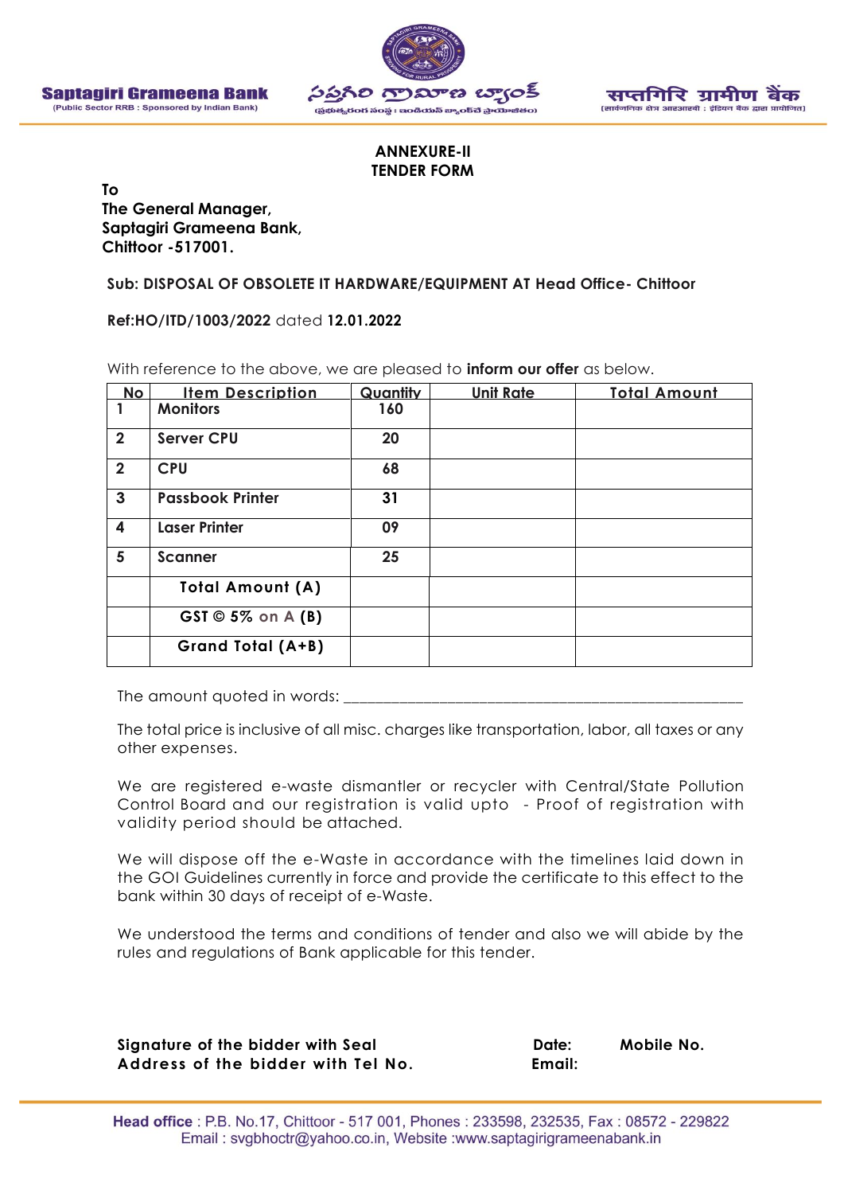Saptagiri Grameena Bank
(Public Sector RRB : Sponsored by Indian Bank)

సప్తగిరి గ్రామీణ బ్యాంక్
(ప్రభుత్వరంగ సంస్థ : ఇండియన్ బ్యాంక్‌చే ప్రాయోజితం)

सप्तगिरि ग्रामीण बैंक
(सार्वजनिक क्षेत्र आरआरबी : इंडियन बैंक द्वारा प्रायोजित)

**ANNEXURE-II**
**TENDER FORM**

**To**
**The General Manager,**
**Saptagiri Grameena Bank,**
**Chittoor -517001.**

**Sub: DISPOSAL OF OBSOLETE IT HARDWARE/EQUIPMENT AT Head Office- Chittoor**

**Ref:HO/ITD/1003/2022** dated **12.01.2022**

With reference to the above, we are pleased to **inform our offer** as below.

| No | Item Description | Quantity | Unit Rate | Total Amount |
|---|---|---|---|---|
| 1 | Monitors | 160 | | |
| 2 | Server CPU | 20 | | |
| 2 | CPU | 68 | | |
| 3 | Passbook Printer | 31 | | |
| 4 | Laser Printer | 09 | | |
| 5 | Scanner | 25 | | |
| | Total Amount (A) | | | |
| | GST © 5% on A (B) | | | |
| | Grand Total (A+B) | | | |

The amount quoted in words: ______________________________________________

The total price is inclusive of all misc. charges like transportation, labor, all taxes or any other expenses.

We are registered e-waste dismantler or recycler with Central/State Pollution Control Board and our registration is valid upto - Proof of registration with validity period should be attached.

We will dispose off the e-Waste in accordance with the timelines laid down in the GOI Guidelines currently in force and provide the certificate to this effect to the bank within 30 days of receipt of e-Waste.

We understood the terms and conditions of tender and also we will abide by the rules and regulations of Bank applicable for this tender.

**Signature of the bidder with Seal** **Date:** **Mobile No.**
**Address of the bidder with Tel No.** **Email:**

**Head office** : P.B. No.17, Chittoor - 517 001, Phones : 233598, 232535, Fax : 08572 - 229822
Email : svgbhoctr@yahoo.co.in, Website :www.saptagirigrameenabank.in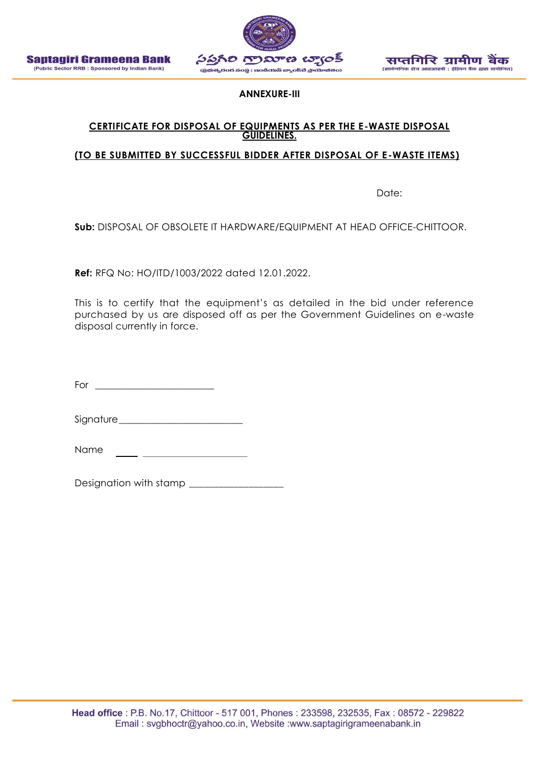## ANNEXURE-III

**CERTIFICATE FOR DISPOSAL OF EQUIPMENTS AS PER THE E-WASTE DISPOSAL GUIDELINES.**

**(TO BE SUBMITTED BY SUCCESSFUL BIDDER AFTER DISPOSAL OF E-WASTE ITEMS)**

Date:

**Sub:** DISPOSAL OF OBSOLETE IT HARDWARE/EQUIPMENT AT HEAD OFFICE-CHITTOOR.

**Ref:** RFQ No: HO/ITD/1003/2022 dated 12.01.2022.

This is to certify that the equipment's as detailed in the bid under reference purchased by us are disposed off as per the Government Guidelines on e-waste disposal currently in force.

For _________________________

Signature_________________________

Name _________________________

Designation with stamp ___________________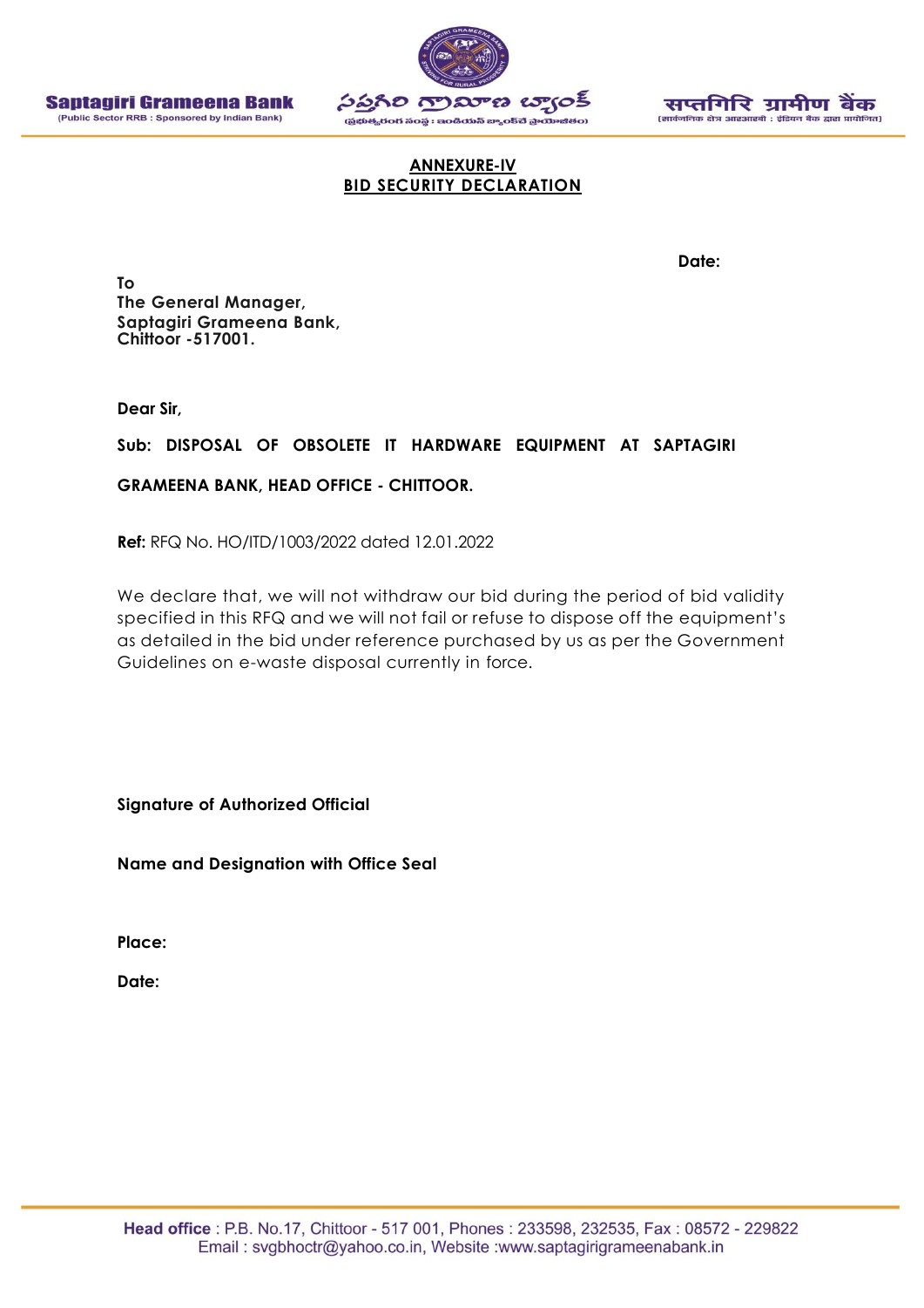## ANNEXURE-IV
## BID SECURITY DECLARATION

**Date:**

**To**
**The General Manager,**
**Saptagiri Grameena Bank,**
**Chittoor -517001.**

**Dear Sir,**

**Sub: DISPOSAL OF OBSOLETE IT HARDWARE EQUIPMENT AT SAPTAGIRI GRAMEENA BANK, HEAD OFFICE - CHITTOOR.**

**Ref:** RFQ No. HO/ITD/1003/2022 dated 12.01.2022

We declare that, we will not withdraw our bid during the period of bid validity specified in this RFQ and we will not fail or refuse to dispose off the equipment's as detailed in the bid under reference purchased by us as per the Government Guidelines on e-waste disposal currently in force.

**Signature of Authorized Official**

**Name and Designation with Office Seal**

**Place:**

**Date:**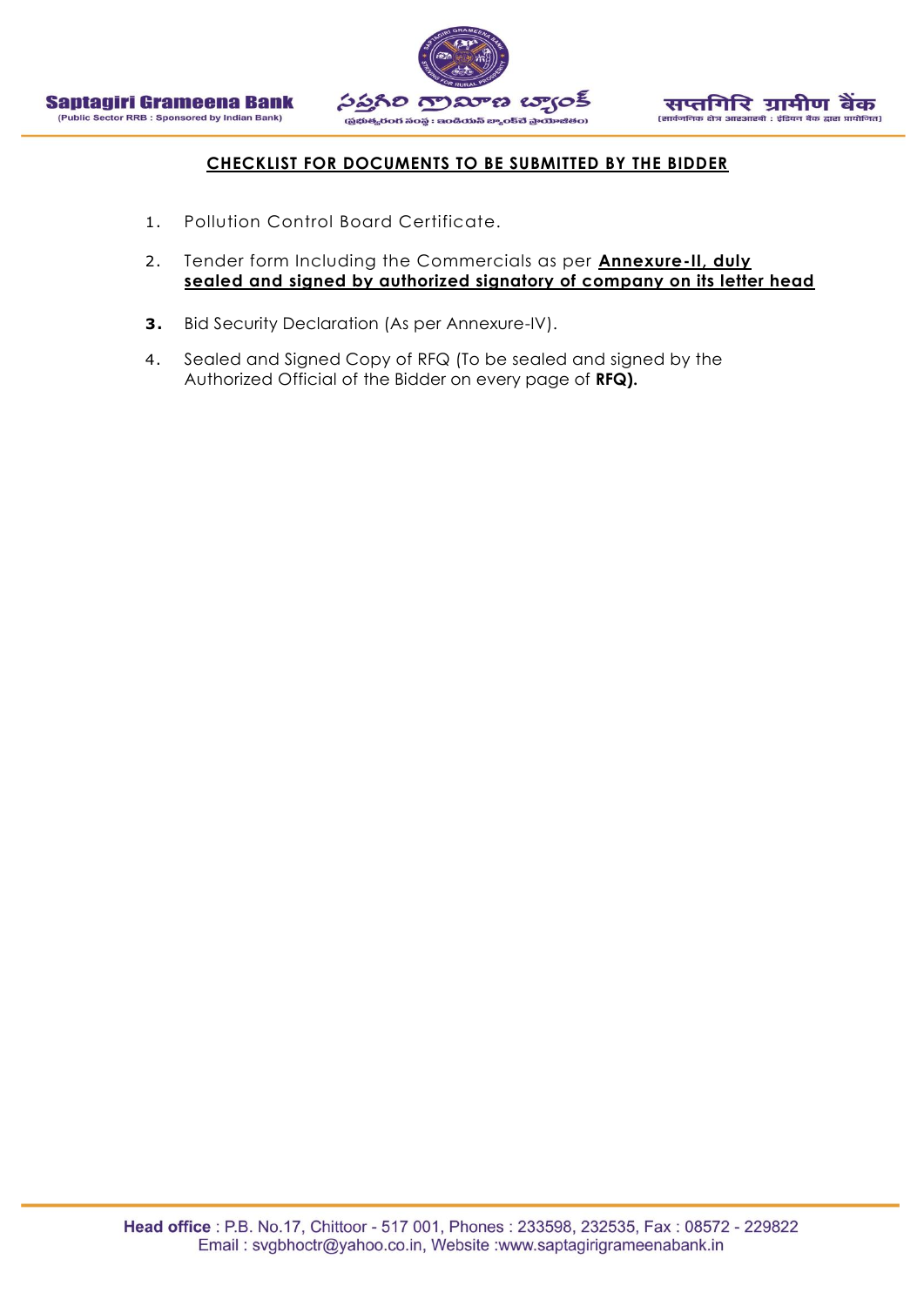## CHECKLIST FOR DOCUMENTS TO BE SUBMITTED BY THE BIDDER

1. Pollution Control Board Certificate.
2. Tender form Including the Commercials as per **Annexure-II, duly sealed and signed by authorized signatory of company on its letter head**
3. Bid Security Declaration (As per Annexure-IV).
4. Sealed and Signed Copy of RFQ (To be sealed and signed by the Authorized Official of the Bidder on every page of **RFQ).**